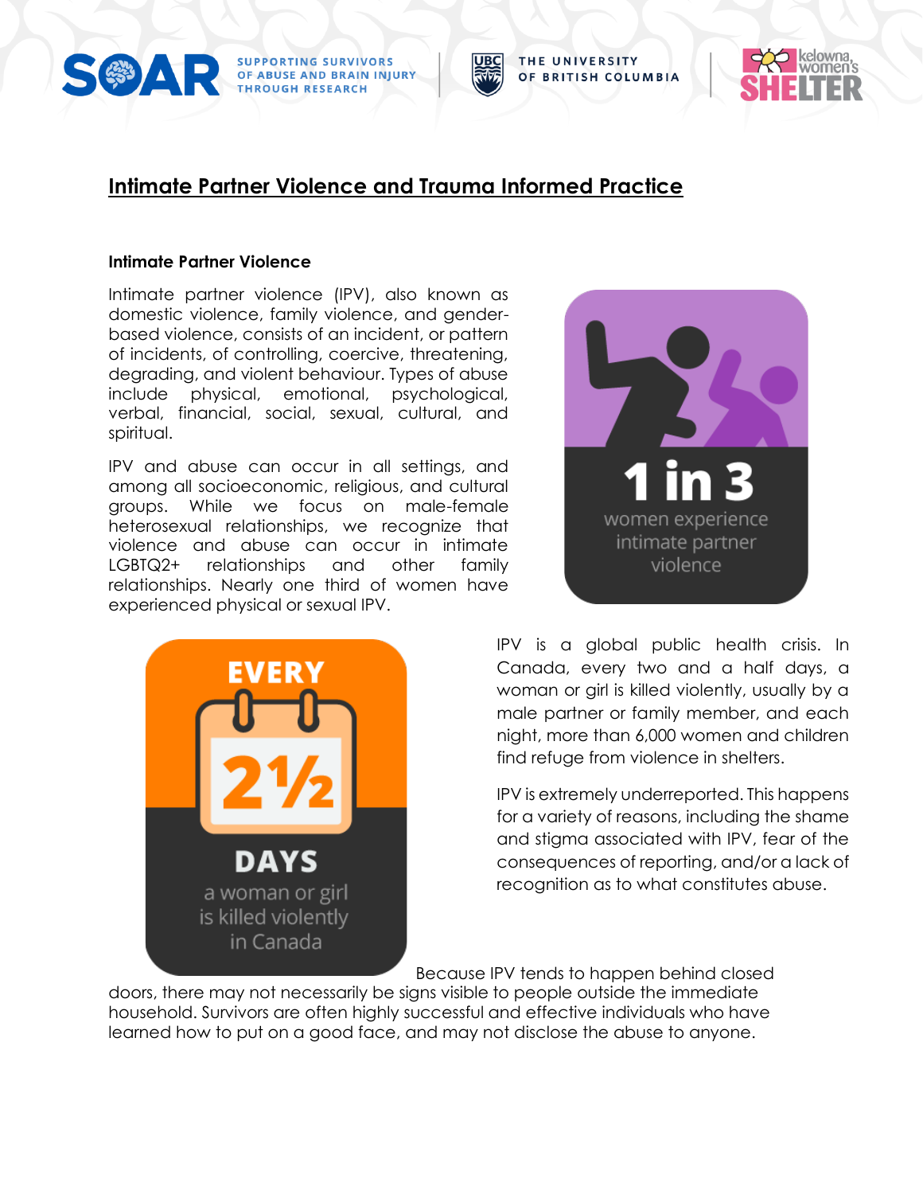# Intimate Partner Violence and Trauma Informed Practice

## Intimate Partner Violence

Intimate partner violence (IPV), also known as domestic violence, family violence, and gender-based violence, consists of an incident, or pattern of incidents, of controlling, coercive, threatening, degrading, and violent behaviour. Types of abuse include physical, emotional, psychological, verbal, financial, social, sexual, cultural, and spiritual.

IPV and abuse can occur in all settings, and among all socioeconomic, religious, and cultural groups. While we focus on male-female heterosexual relationships, we recognize that violence and abuse can occur in intimate LGBTQ2+ relationships and other family relationships. Nearly one third of women have experienced physical or sexual IPV.

**1 in 3** women experience intimate partner violence

**EVERY 2½ DAYS** a woman or girl is killed violently in Canada

IPV is a global public health crisis. In Canada, every two and a half days, a woman or girl is killed violently, usually by a male partner or family member, and each night, more than 6,000 women and children find refuge from violence in shelters.

IPV is extremely underreported. This happens for a variety of reasons, including the shame and stigma associated with IPV, fear of the consequences of reporting, and/or a lack of recognition as to what constitutes abuse.

Because IPV tends to happen behind closed doors, there may not necessarily be signs visible to people outside the immediate household. Survivors are often highly successful and effective individuals who have learned how to put on a good face, and may not disclose the abuse to anyone.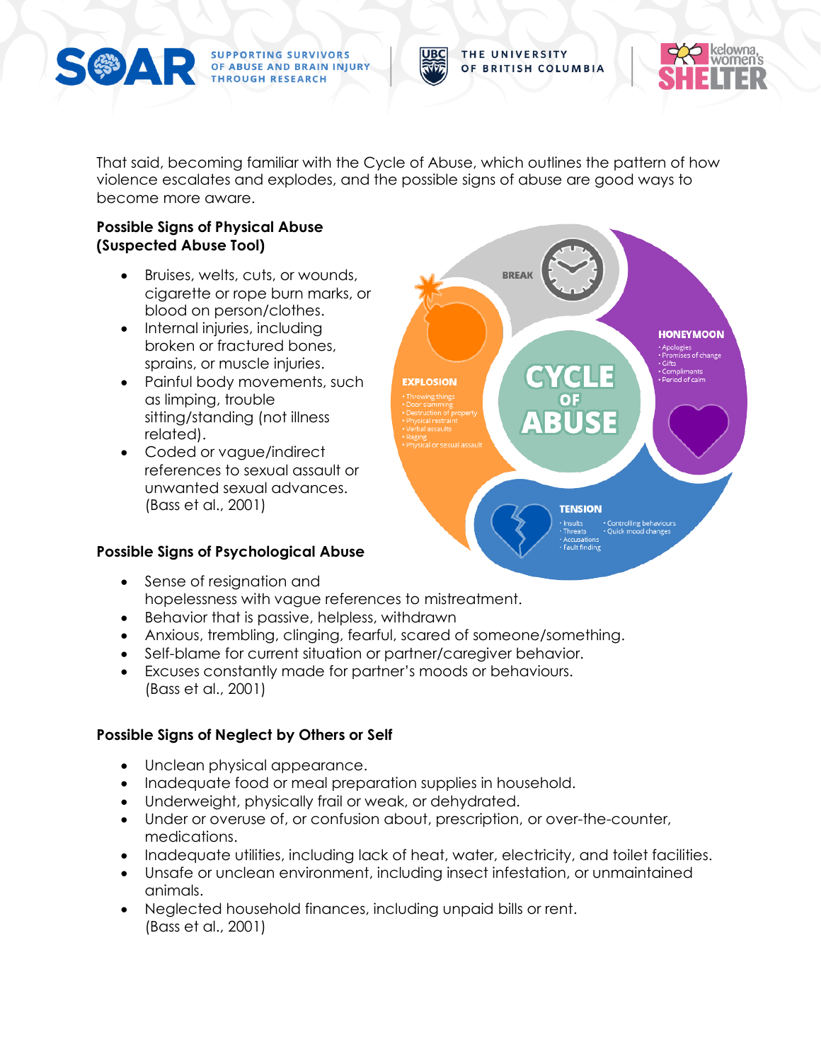That said, becoming familiar with the Cycle of Abuse, which outlines the pattern of how violence escalates and explodes, and the possible signs of abuse are good ways to become more aware.

**Possible Signs of Physical Abuse (Suspected Abuse Tool)**

- Bruises, welts, cuts, or wounds, cigarette or rope burn marks, or blood on person/clothes.
- Internal injuries, including broken or fractured bones, sprains, or muscle injuries.
- Painful body movements, such as limping, trouble sitting/standing (not illness related).
- Coded or vague/indirect references to sexual assault or unwanted sexual advances. (Bass et al., 2001)

**CYCLE OF ABUSE**

**BREAK**

**HONEYMOON**
- Apologies
- Promises of change
- Gifts
- Compliments
- Period of calm

**TENSION**
- Insults
- Threats
- Accusations
- Fault finding
- Controlling behaviours
- Quick mood changes

**EXPLOSION**
- Throwing things
- Door slamming
- Destruction of property
- Physical restraint
- Verbal assaults
- Raging
- Physical or sexual assault

**Possible Signs of Psychological Abuse**

- Sense of resignation and hopelessness with vague references to mistreatment.
- Behavior that is passive, helpless, withdrawn
- Anxious, trembling, clinging, fearful, scared of someone/something.
- Self-blame for current situation or partner/caregiver behavior.
- Excuses constantly made for partner's moods or behaviours. (Bass et al., 2001)

**Possible Signs of Neglect by Others or Self**

- Unclean physical appearance.
- Inadequate food or meal preparation supplies in household.
- Underweight, physically frail or weak, or dehydrated.
- Under or overuse of, or confusion about, prescription, or over-the-counter, medications.
- Inadequate utilities, including lack of heat, water, electricity, and toilet facilities.
- Unsafe or unclean environment, including insect infestation, or unmaintained animals.
- Neglected household finances, including unpaid bills or rent. (Bass et al., 2001)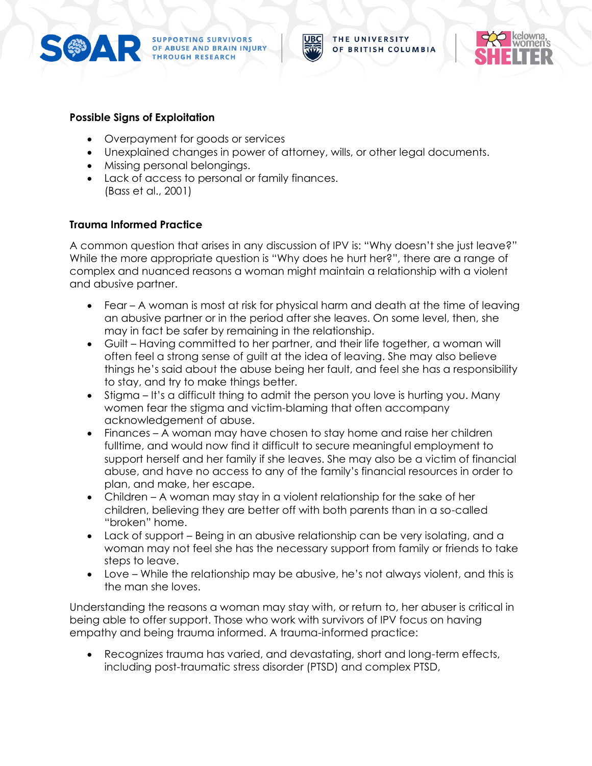**Possible Signs of Exploitation**

- Overpayment for goods or services
- Unexplained changes in power of attorney, wills, or other legal documents.
- Missing personal belongings.
- Lack of access to personal or family finances.
  (Bass et al., 2001)

**Trauma Informed Practice**

A common question that arises in any discussion of IPV is: "Why doesn't she just leave?" While the more appropriate question is "Why does he hurt her?", there are a range of complex and nuanced reasons a woman might maintain a relationship with a violent and abusive partner.

- Fear – A woman is most at risk for physical harm and death at the time of leaving an abusive partner or in the period after she leaves. On some level, then, she may in fact be safer by remaining in the relationship.
- Guilt – Having committed to her partner, and their life together, a woman will often feel a strong sense of guilt at the idea of leaving. She may also believe things he's said about the abuse being her fault, and feel she has a responsibility to stay, and try to make things better.
- Stigma – It's a difficult thing to admit the person you love is hurting you. Many women fear the stigma and victim-blaming that often accompany acknowledgement of abuse.
- Finances – A woman may have chosen to stay home and raise her children fulltime, and would now find it difficult to secure meaningful employment to support herself and her family if she leaves. She may also be a victim of financial abuse, and have no access to any of the family's financial resources in order to plan, and make, her escape.
- Children – A woman may stay in a violent relationship for the sake of her children, believing they are better off with both parents than in a so-called "broken" home.
- Lack of support – Being in an abusive relationship can be very isolating, and a woman may not feel she has the necessary support from family or friends to take steps to leave.
- Love – While the relationship may be abusive, he's not always violent, and this is the man she loves.

Understanding the reasons a woman may stay with, or return to, her abuser is critical in being able to offer support. Those who work with survivors of IPV focus on having empathy and being trauma informed. A trauma-informed practice:

- Recognizes trauma has varied, and devastating, short and long-term effects, including post-traumatic stress disorder (PTSD) and complex PTSD,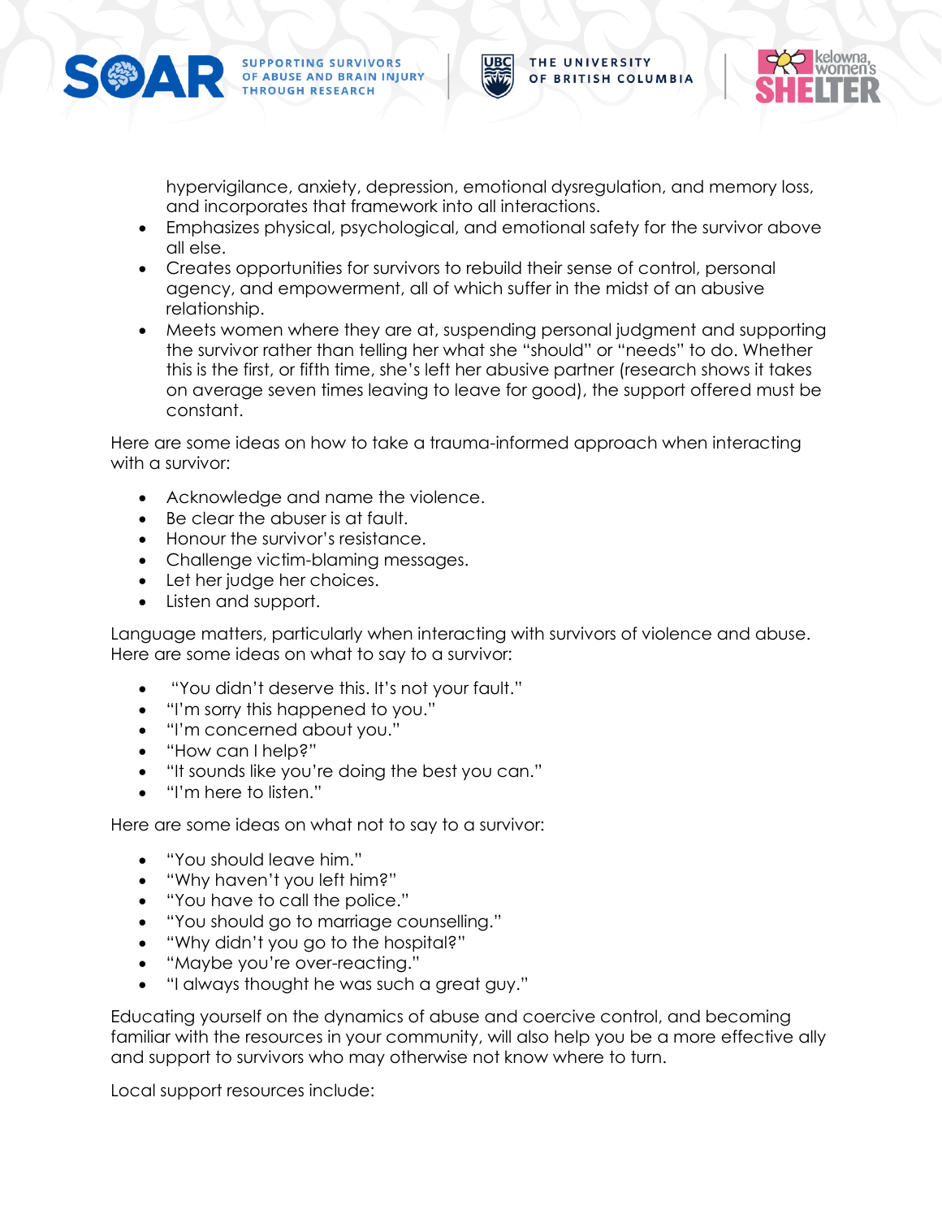hypervigilance, anxiety, depression, emotional dysregulation, and memory loss, and incorporates that framework into all interactions.

- Emphasizes physical, psychological, and emotional safety for the survivor above all else.
- Creates opportunities for survivors to rebuild their sense of control, personal agency, and empowerment, all of which suffer in the midst of an abusive relationship.
- Meets women where they are at, suspending personal judgment and supporting the survivor rather than telling her what she "should" or "needs" to do. Whether this is the first, or fifth time, she's left her abusive partner (research shows it takes on average seven times leaving to leave for good), the support offered must be constant.

Here are some ideas on how to take a trauma-informed approach when interacting with a survivor:

- Acknowledge and name the violence.
- Be clear the abuser is at fault.
- Honour the survivor's resistance.
- Challenge victim-blaming messages.
- Let her judge her choices.
- Listen and support.

Language matters, particularly when interacting with survivors of violence and abuse. Here are some ideas on what to say to a survivor:

- "You didn't deserve this. It's not your fault."
- "I'm sorry this happened to you."
- "I'm concerned about you."
- "How can I help?"
- "It sounds like you're doing the best you can."
- "I'm here to listen."

Here are some ideas on what not to say to a survivor:

- "You should leave him."
- "Why haven't you left him?"
- "You have to call the police."
- "You should go to marriage counselling."
- "Why didn't you go to the hospital?"
- "Maybe you're over-reacting."
- "I always thought he was such a great guy."

Educating yourself on the dynamics of abuse and coercive control, and becoming familiar with the resources in your community, will also help you be a more effective ally and support to survivors who may otherwise not know where to turn.

Local support resources include: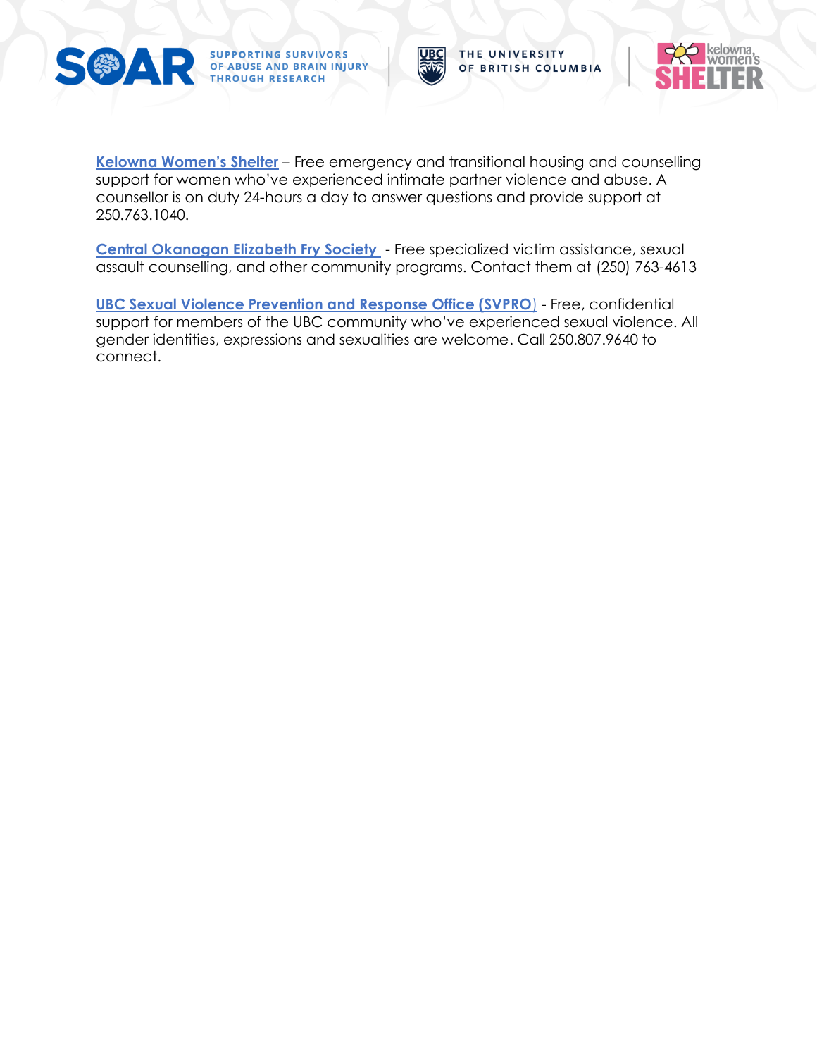**Kelowna Women's Shelter** – Free emergency and transitional housing and counselling support for women who've experienced intimate partner violence and abuse. A counsellor is on duty 24-hours a day to answer questions and provide support at 250.763.1040.

**Central Okanagan Elizabeth Fry Society** - Free specialized victim assistance, sexual assault counselling, and other community programs. Contact them at (250) 763-4613

**UBC Sexual Violence Prevention and Response Office (SVPRO)** - Free, confidential support for members of the UBC community who've experienced sexual violence. All gender identities, expressions and sexualities are welcome. Call 250.807.9640 to connect.